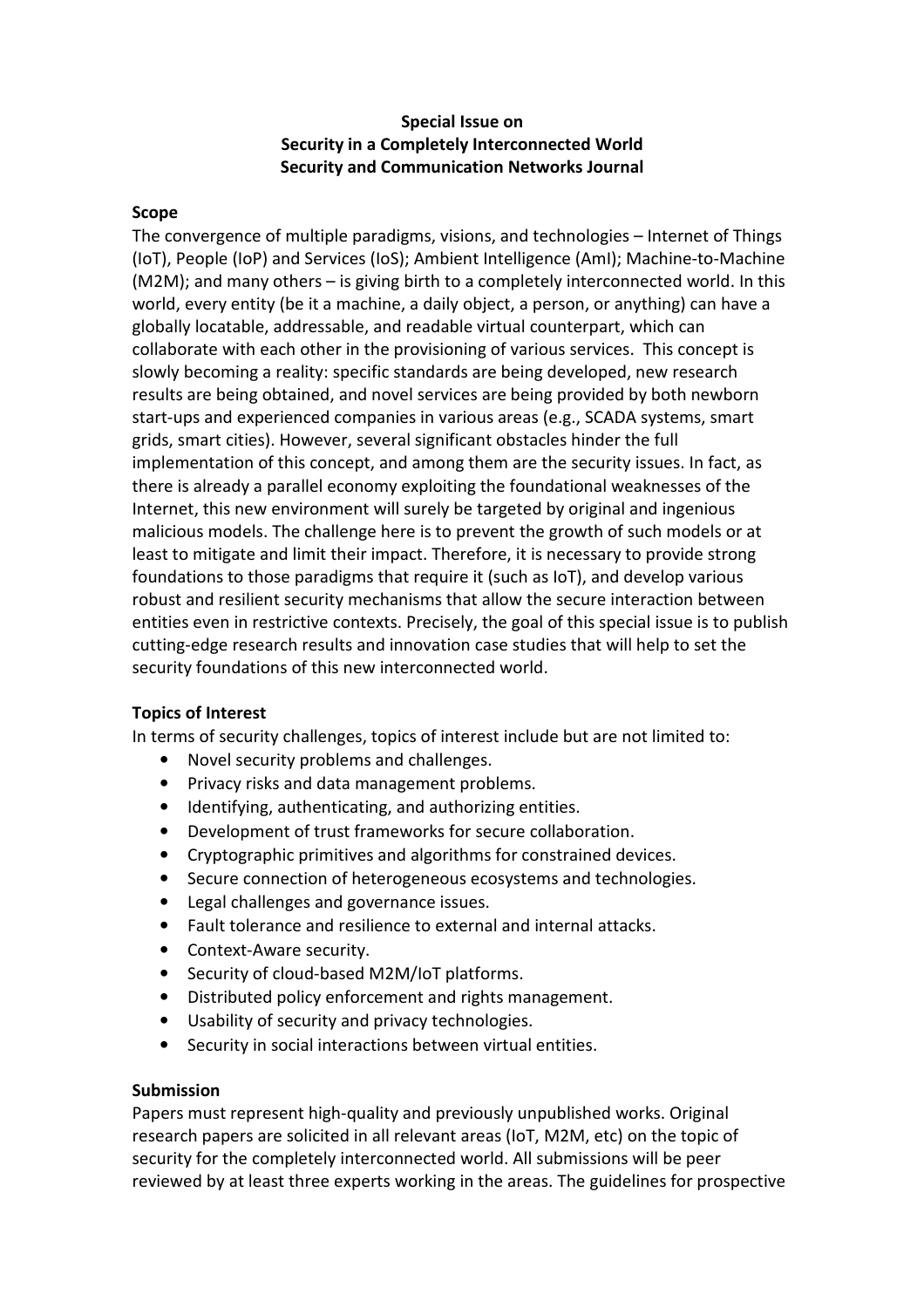**Special Issue on**
**Security in a Completely Interconnected World**
**Security and Communication Networks Journal**

## Scope

The convergence of multiple paradigms, visions, and technologies – Internet of Things (IoT), People (IoP) and Services (IoS); Ambient Intelligence (AmI); Machine-to-Machine (M2M); and many others – is giving birth to a completely interconnected world. In this world, every entity (be it a machine, a daily object, a person, or anything) can have a globally locatable, addressable, and readable virtual counterpart, which can collaborate with each other in the provisioning of various services. This concept is slowly becoming a reality: specific standards are being developed, new research results are being obtained, and novel services are being provided by both newborn start-ups and experienced companies in various areas (e.g., SCADA systems, smart grids, smart cities). However, several significant obstacles hinder the full implementation of this concept, and among them are the security issues. In fact, as there is already a parallel economy exploiting the foundational weaknesses of the Internet, this new environment will surely be targeted by original and ingenious malicious models. The challenge here is to prevent the growth of such models or at least to mitigate and limit their impact. Therefore, it is necessary to provide strong foundations to those paradigms that require it (such as IoT), and develop various robust and resilient security mechanisms that allow the secure interaction between entities even in restrictive contexts. Precisely, the goal of this special issue is to publish cutting-edge research results and innovation case studies that will help to set the security foundations of this new interconnected world.

## Topics of Interest

In terms of security challenges, topics of interest include but are not limited to:

- Novel security problems and challenges.
- Privacy risks and data management problems.
- Identifying, authenticating, and authorizing entities.
- Development of trust frameworks for secure collaboration.
- Cryptographic primitives and algorithms for constrained devices.
- Secure connection of heterogeneous ecosystems and technologies.
- Legal challenges and governance issues.
- Fault tolerance and resilience to external and internal attacks.
- Context-Aware security.
- Security of cloud-based M2M/IoT platforms.
- Distributed policy enforcement and rights management.
- Usability of security and privacy technologies.
- Security in social interactions between virtual entities.

## Submission

Papers must represent high-quality and previously unpublished works. Original research papers are solicited in all relevant areas (IoT, M2M, etc) on the topic of security for the completely interconnected world. All submissions will be peer reviewed by at least three experts working in the areas. The guidelines for prospective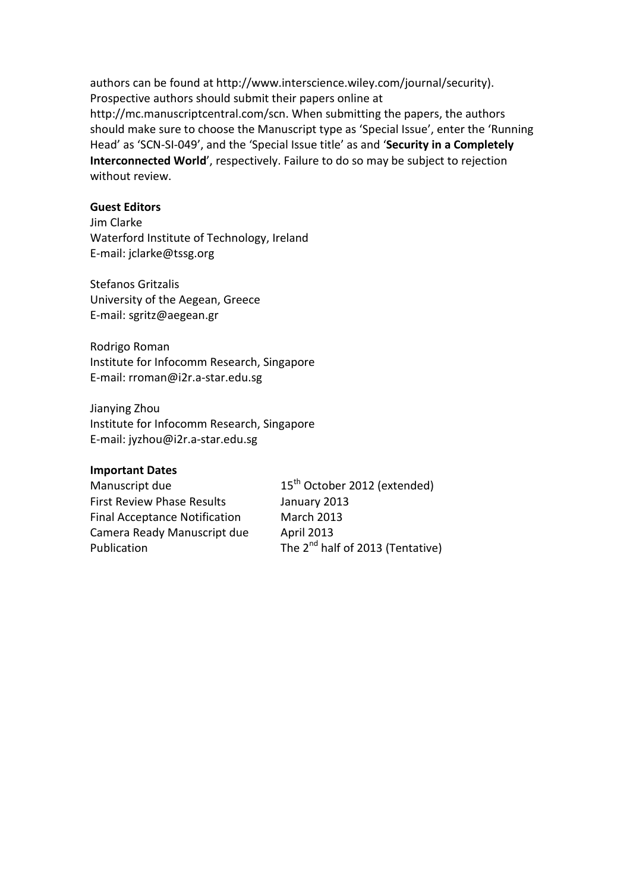authors can be found at http://www.interscience.wiley.com/journal/security). Prospective authors should submit their papers online at http://mc.manuscriptcentral.com/scn. When submitting the papers, the authors should make sure to choose the Manuscript type as 'Special Issue', enter the 'Running Head' as 'SCN-SI-049', and the 'Special Issue title' as and '**Security in a Completely Interconnected World**', respectively. Failure to do so may be subject to rejection without review.

**Guest Editors**

Jim Clarke
Waterford Institute of Technology, Ireland
E-mail: jclarke@tssg.org

Stefanos Gritzalis
University of the Aegean, Greece
E-mail: sgritz@aegean.gr

Rodrigo Roman
Institute for Infocomm Research, Singapore
E-mail: rroman@i2r.a-star.edu.sg

Jianying Zhou
Institute for Infocomm Research, Singapore
E-mail: jyzhou@i2r.a-star.edu.sg

**Important Dates**

| | |
|---|---|
| Manuscript due | 15th October 2012 (extended) |
| First Review Phase Results | January 2013 |
| Final Acceptance Notification | March 2013 |
| Camera Ready Manuscript due | April 2013 |
| Publication | The 2nd half of 2013 (Tentative) |